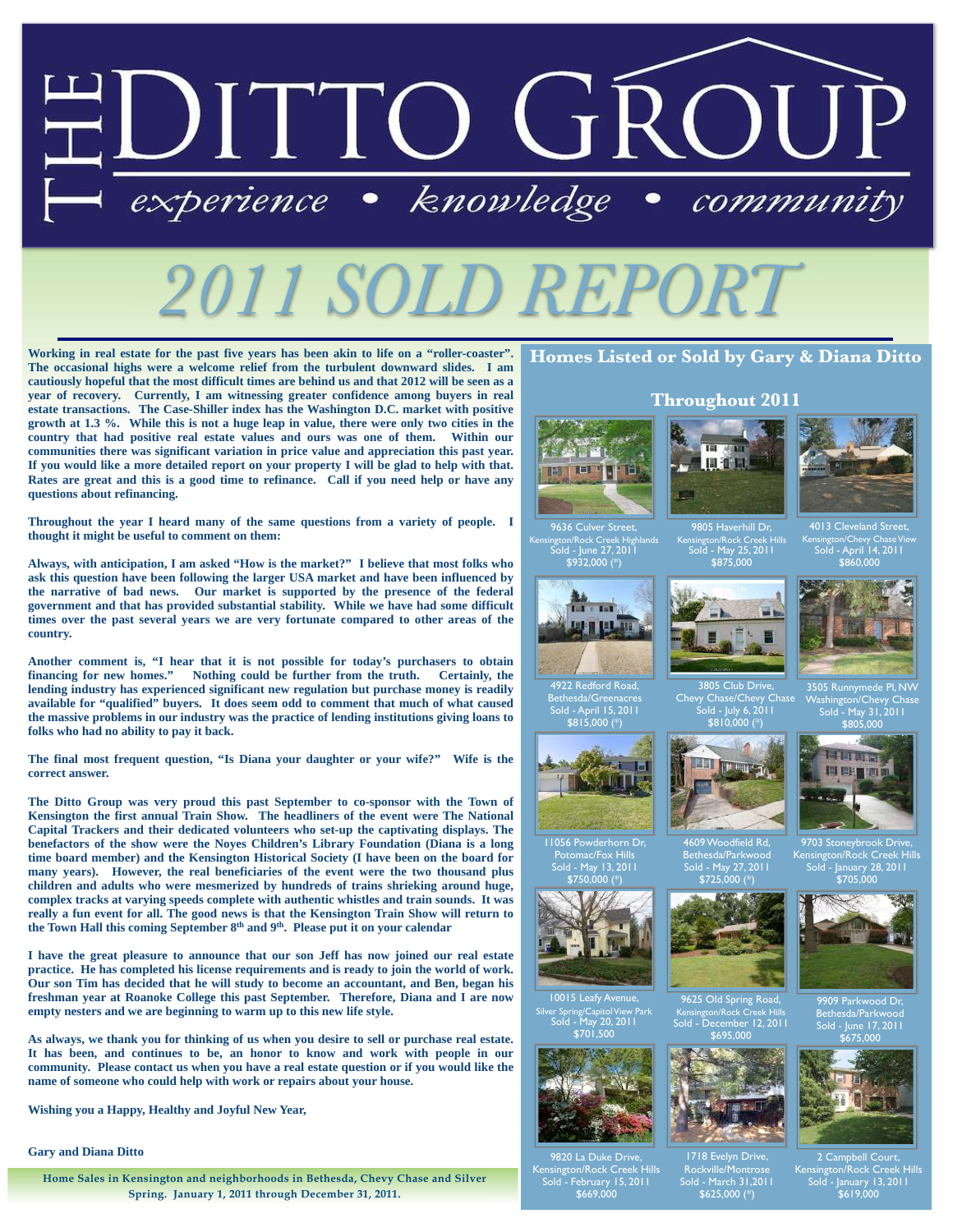# THE DITTO GROUP

*experience • knowledge • community*

# 2011 SOLD REPORT

**Working in real estate for the past five years has been akin to life on a "roller-coaster". The occasional highs were a welcome relief from the turbulent downward slides. I am cautiously hopeful that the most difficult times are behind us and that 2012 will be seen as a year of recovery. Currently, I am witnessing greater confidence among buyers in real estate transactions. The Case-Shiller index has the Washington D.C. market with positive growth at 1.3 %. While this is not a huge leap in value, there were only two cities in the country that had positive real estate values and ours was one of them. Within our communities there was significant variation in price value and appreciation this past year. If you would like a more detailed report on your property I will be glad to help with that. Rates are great and this is a good time to refinance. Call if you need help or have any questions about refinancing.**

**Throughout the year I heard many of the same questions from a variety of people. I thought it might be useful to comment on them:**

**Always, with anticipation, I am asked "How is the market?" I believe that most folks who ask this question have been following the larger USA market and have been influenced by the narrative of bad news. Our market is supported by the presence of the federal government and that has provided substantial stability. While we have had some difficult times over the past several years we are very fortunate compared to other areas of the country.**

**Another comment is, "I hear that it is not possible for today's purchasers to obtain financing for new homes." Nothing could be further from the truth. Certainly, the lending industry has experienced significant new regulation but purchase money is readily available for "qualified" buyers. It does seem odd to comment that much of what caused the massive problems in our industry was the practice of lending institutions giving loans to folks who had no ability to pay it back.**

**The final most frequent question, "Is Diana your daughter or your wife?" Wife is the correct answer.**

**The Ditto Group was very proud this past September to co-sponsor with the Town of Kensington the first annual Train Show. The headliners of the event were The National Capital Trackers and their dedicated volunteers who set-up the captivating displays. The benefactors of the show were the Noyes Children's Library Foundation (Diana is a long time board member) and the Kensington Historical Society (I have been on the board for many years). However, the real beneficiaries of the event were the two thousand plus children and adults who were mesmerized by hundreds of trains shrieking around huge, complex tracks at varying speeds complete with authentic whistles and train sounds. It was really a fun event for all. The good news is that the Kensington Train Show will return to the Town Hall this coming September 8th and 9th. Please put it on your calendar**

**I have the great pleasure to announce that our son Jeff has now joined our real estate practice. He has completed his license requirements and is ready to join the world of work. Our son Tim has decided that he will study to become an accountant, and Ben, began his freshman year at Roanoke College this past September. Therefore, Diana and I are now empty nesters and we are beginning to warm up to this new life style.**

**As always, we thank you for thinking of us when you desire to sell or purchase real estate. It has been, and continues to be, an honor to know and work with people in our community. Please contact us when you have a real estate question or if you would like the name of someone who could help with work or repairs about your house.**

**Wishing you a Happy, Healthy and Joyful New Year,**

**Gary and Diana Ditto**

**Home Sales in Kensington and neighborhoods in Bethesda, Chevy Chase and Silver Spring. January 1, 2011 through December 31, 2011.**

## Homes Listed or Sold by Gary & Diana Ditto

### Throughout 2011

9636 Culver Street, Kensington/Rock Creek Highlands
Sold - June 27, 2011
$932,000 (*)

9805 Haverhill Dr, Kensington/Rock Creek Hills
Sold - May 25, 2011
$875,000

4013 Cleveland Street, Kensington/Chevy Chase View
Sold - April 14, 2011
$860,000

4922 Redford Road, Bethesda/Greenacres
Sold - April 15, 2011
$815,000 (*)

3805 Club Drive, Chevy Chase/Chevy Chase
Sold - July 6, 2011
$810,000 (*)

3505 Runnymede Pl, NW Washington/Chevy Chase
Sold - May 31, 2011
$805,000

11056 Powderhorn Dr, Potomac/Fox Hills
Sold - May 13, 2011
$750,000 (*)

4609 Woodfield Rd, Bethesda/Parkwood
Sold - May 27, 2011
$725,000 (*)

9703 Stoneybrook Drive, Kensington/Rock Creek Hills
Sold - January 28, 2011
$705,000

10015 Leafy Avenue, Silver Spring/Capitol View Park
Sold - May 20, 2011
$701,500

9625 Old Spring Road, Kensington/Rock Creek Hills
Sold - December 12, 2011
$695,000

9909 Parkwood Dr, Bethesda/Parkwood
Sold - June 17, 2011
$675,000

9820 La Duke Drive, Kensington/Rock Creek Hills
Sold - February 15, 2011
$669,000

1718 Evelyn Drive, Rockville/Montrose
Sold - March 31,2011
$625,000 (*)

2 Campbell Court, Kensington/Rock Creek Hills
Sold - January 13, 2011
$619,000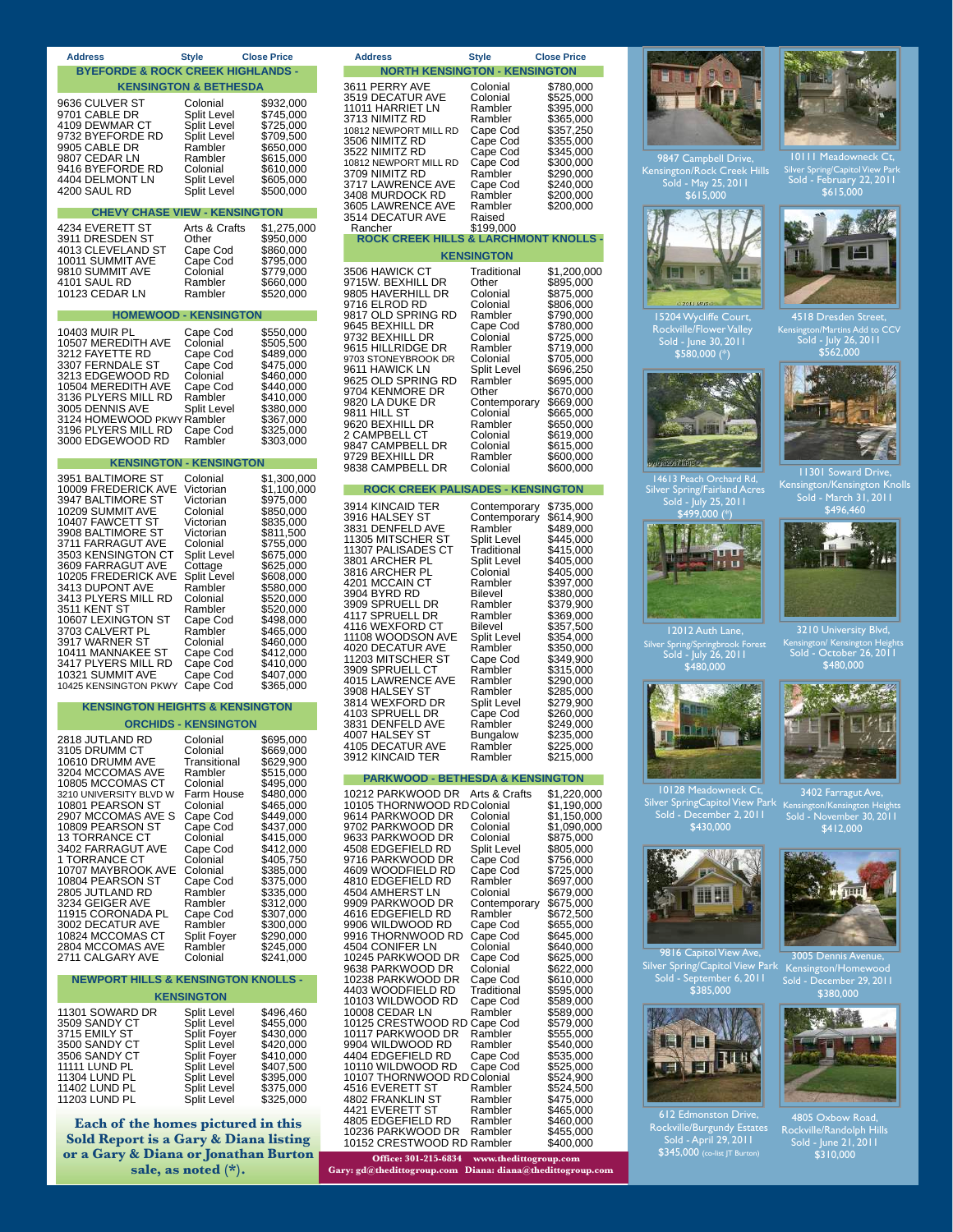## BYEFORDE & ROCK CREEK HIGHLANDS - KENSINGTON & BETHESDA

| Address | Style | Close Price |
|---|---|---|
| 9636 CULVER ST | Colonial | $932,000 |
| 9701 CABLE DR | Split Level | $745,000 |
| 4109 DEWMAR CT | Split Level | $725,000 |
| 9732 BYEFORDE RD | Split Level | $709,500 |
| 9905 CABLE DR | Rambler | $650,000 |
| 9807 CEDAR LN | Rambler | $615,000 |
| 9416 BYEFORDE RD | Colonial | $610,000 |
| 4404 DELMONT LN | Split Level | $605,000 |
| 4200 SAUL RD | Split Level | $500,000 |

## CHEVY CHASE VIEW - KENSINGTON

| Address | Style | Close Price |
|---|---|---|
| 4234 EVERETT ST | Arts & Crafts | $1,275,000 |
| 3911 DRESDEN ST | Other | $950,000 |
| 4013 CLEVELAND ST | Cape Cod | $860,000 |
| 10011 SUMMIT AVE | Cape Cod | $795,000 |
| 9810 SUMMIT AVE | Colonial | $779,000 |
| 4101 SAUL RD | Rambler | $660,000 |
| 10123 CEDAR LN | Rambler | $520,000 |

## HOMEWOOD - KENSINGTON

| Address | Style | Close Price |
|---|---|---|
| 10403 MUIR PL | Cape Cod | $550,000 |
| 10507 MEREDITH AVE | Colonial | $505,500 |
| 3212 FAYETTE RD | Cape Cod | $489,000 |
| 3307 FERNDALE ST | Cape Cod | $475,000 |
| 3213 EDGEWOOD RD | Colonial | $460,000 |
| 10504 MEREDITH AVE | Cape Cod | $440,000 |
| 3136 PLYERS MILL RD | Rambler | $410,000 |
| 3005 DENNIS AVE | Split Level | $380,000 |
| 3124 HOMEWOOD PKWY | Rambler | $367,000 |
| 3196 PLYERS MILL RD | Cape Cod | $325,000 |
| 3000 EDGEWOOD RD | Rambler | $303,000 |

## KENSINGTON - KENSINGTON

| Address | Style | Close Price |
|---|---|---|
| 3951 BALTIMORE ST | Colonial | $1,300,000 |
| 10009 FREDERICK AVE | Victorian | $1,100,000 |
| 3947 BALTIMORE ST | Victorian | $975,000 |
| 10209 SUMMIT AVE | Colonial | $850,000 |
| 10407 FAWCETT ST | Victorian | $835,000 |
| 3908 BALTIMORE ST | Victorian | $811,500 |
| 3711 FARRAGUT AVE | Colonial | $755,000 |
| 3503 KENSINGTON CT | Split Level | $675,000 |
| 3609 FARRAGUT AVE | Cottage | $625,000 |
| 10205 FREDERICK AVE | Split Level | $608,000 |
| 3413 DUPONT AVE | Rambler | $580,000 |
| 3413 PLYERS MILL RD | Colonial | $520,000 |
| 3511 KENT ST | Rambler | $520,000 |
| 10607 LEXINGTON ST | Cape Cod | $498,000 |
| 3703 CALVERT PL | Rambler | $465,000 |
| 3917 WARNER ST | Colonial | $460,000 |
| 10411 MANNAKEE ST | Cape Cod | $412,000 |
| 3417 PLYERS MILL RD | Cape Cod | $410,000 |
| 10321 SUMMIT AVE | Cape Cod | $407,000 |
| 10425 KENSINGTON PKWY | Cape Cod | $365,000 |

## KENSINGTON HEIGHTS & KENSINGTON ORCHIDS - KENSINGTON

| Address | Style | Close Price |
|---|---|---|
| 2818 JUTLAND RD | Colonial | $695,000 |
| 3105 DRUMM CT | Colonial | $669,000 |
| 10610 DRUMM AVE | Transitional | $629,900 |
| 3204 MCCOMAS AVE | Rambler | $515,000 |
| 10805 MCCOMAS CT | Colonial | $495,000 |
| 3210 UNIVERSITY BLVD W | Farm House | $480,000 |
| 10801 PEARSON ST | Colonial | $465,000 |
| 2907 MCCOMAS AVE S | Cape Cod | $449,000 |
| 10809 PEARSON ST | Cape Cod | $437,000 |
| 13 TORRANCE CT | Colonial | $415,000 |
| 3402 FARRAGUT AVE | Cape Cod | $412,000 |
| 1 TORRANCE CT | Colonial | $405,750 |
| 10707 MAYBROOK AVE | Colonial | $385,000 |
| 10804 PEARSON ST | Cape Cod | $375,000 |
| 2805 JUTLAND RD | Rambler | $335,000 |
| 3234 GEIGER AVE | Rambler | $312,000 |
| 11915 CORONADA PL | Cape Cod | $307,000 |
| 3002 DECATUR AVE | Rambler | $300,000 |
| 10824 MCCOMAS CT | Split Foyer | $290,000 |
| 2804 MCCOMAS AVE | Rambler | $245,000 |
| 2711 CALGARY AVE | Colonial | $241,000 |

## NEWPORT HILLS & KENSINGTON KNOLLS - KENSINGTON

| Address | Style | Close Price |
|---|---|---|
| 11301 SOWARD DR | Split Level | $496,460 |
| 3509 SANDY CT | Split Level | $455,000 |
| 3715 EMILY ST | Split Foyer | $430,000 |
| 3500 SANDY CT | Split Level | $420,000 |
| 3506 SANDY CT | Split Foyer | $410,000 |
| 11111 LUND PL | Split Level | $407,500 |
| 11304 LUND PL | Split Level | $395,000 |
| 11402 LUND PL | Split Level | $375,000 |
| 11203 LUND PL | Split Level | $325,000 |

**Each of the homes pictured in this Sold Report is a Gary & Diana listing or a Gary & Diana or Jonathan Burton sale, as noted (*).**

## NORTH KENSINGTON - KENSINGTON

| Address | Style | Close Price |
|---|---|---|
| 3611 PERRY AVE | Colonial | $780,000 |
| 3519 DECATUR AVE | Colonial | $525,000 |
| 11011 HARRIET LN | Rambler | $395,000 |
| 3713 NIMITZ RD | Rambler | $365,000 |
| 10812 NEWPORT MILL RD | Cape Cod | $357,250 |
| 3506 NIMITZ RD | Cape Cod | $355,000 |
| 3522 NIMITZ RD | Cape Cod | $345,000 |
| 10812 NEWPORT MILL RD | Cape Cod | $300,000 |
| 3709 NIMITZ RD | Rambler | $290,000 |
| 3717 LAWRENCE AVE | Cape Cod | $240,000 |
| 3408 MURDOCK RD | Rambler | $200,000 |
| 3605 LAWRENCE AVE | Rambler | $200,000 |
| 3514 DECATUR AVE | Raised Rancher | $199,000 |

## ROCK CREEK HILLS & LARCHMONT KNOLLS - KENSINGTON

| Address | Style | Close Price |
|---|---|---|
| 3506 HAWICK CT | Traditional | $1,200,000 |
| 9715W. BEXHILL DR | Other | $895,000 |
| 9805 HAVERHILL DR | Colonial | $875,000 |
| 9716 ELROD RD | Colonial | $806,000 |
| 9817 OLD SPRING RD | Rambler | $790,000 |
| 9645 BEXHILL DR | Cape Cod | $780,000 |
| 9732 BEXHILL DR | Colonial | $725,000 |
| 9615 HILLRIDGE DR | Rambler | $719,000 |
| 9703 STONEYBROOK DR | Colonial | $705,000 |
| 9611 HAWICK LN | Split Level | $696,250 |
| 9625 OLD SPRING RD | Rambler | $695,000 |
| 9704 KENMORE DR | Other | $670,000 |
| 9820 LA DUKE DR | Contemporary | $669,000 |
| 9811 HILL ST | Colonial | $665,000 |
| 9620 BEXHILL DR | Rambler | $650,000 |
| 2 CAMPBELL CT | Colonial | $619,000 |
| 9847 CAMPBELL DR | Colonial | $615,000 |
| 9729 BEXHILL DR | Rambler | $600,000 |
| 9838 CAMPBELL DR | Colonial | $600,000 |

## ROCK CREEK PALISADES - KENSINGTON

| Address | Style | Close Price |
|---|---|---|
| 3914 KINCAID TER | Contemporary | $735,000 |
| 3916 HALSEY ST | Contemporary | $614,900 |
| 3831 DENFELD AVE | Rambler | $489,000 |
| 11305 MITSCHER ST | Split Level | $445,000 |
| 11307 PALISADES CT | Traditional | $415,000 |
| 3801 ARCHER PL | Split Level | $405,000 |
| 3816 ARCHER PL | Colonial | $405,000 |
| 4201 MCCAIN CT | Rambler | $397,000 |
| 3904 BYRD RD | Bilevel | $380,000 |
| 3909 SPRUELL DR | Rambler | $379,900 |
| 4117 SPRUELL DR | Rambler | $369,000 |
| 4116 WEXFORD CT | Bilevel | $357,500 |
| 11108 WOODSON AVE | Split Level | $354,000 |
| 4020 DECATUR AVE | Rambler | $350,000 |
| 11203 MITSCHER ST | Cape Cod | $349,900 |
| 3909 SPRUELL CT | Rambler | $315,000 |
| 4015 LAWRENCE AVE | Rambler | $290,000 |
| 3908 HALSEY ST | Rambler | $285,000 |
| 3814 WEXFORD DR | Split Level | $279,900 |
| 4103 SPRUELL DR | Cape Cod | $260,000 |
| 3831 DENFELD AVE | Rambler | $249,000 |
| 4007 HALSEY ST | Bungalow | $235,000 |
| 4105 DECATUR AVE | Rambler | $225,000 |
| 3912 KINCAID TER | Rambler | $215,000 |

## PARKWOOD - BETHESDA & KENSINGTON

| Address | Style | Close Price |
|---|---|---|
| 10212 PARKWOOD DR | Arts & Crafts | $1,220,000 |
| 10105 THORNWOOD RD | Colonial | $1,190,000 |
| 9614 PARKWOOD DR | Colonial | $1,150,000 |
| 9702 PARKWOOD DR | Colonial | $1,090,000 |
| 9633 PARKWOOD DR | Colonial | $875,000 |
| 4508 EDGEFIELD RD | Split Level | $805,000 |
| 9716 PARKWOOD DR | Cape Cod | $756,000 |
| 4609 WOODFIELD RD | Cape Cod | $725,000 |
| 4810 EDGEFIELD RD | Rambler | $697,000 |
| 4504 AMHERST LN | Colonial | $679,000 |
| 9909 PARKWOOD DR | Contemporary | $675,000 |
| 4616 EDGEFIELD RD | Rambler | $672,500 |
| 9906 WILDWOOD RD | Cape Cod | $655,000 |
| 9916 THORNWOOD RD | Cape Cod | $645,000 |
| 4504 CONIFER LN | Colonial | $640,000 |
| 10245 PARKWOOD DR | Cape Cod | $625,000 |
| 9638 PARKWOOD DR | Colonial | $622,000 |
| 10238 PARKWOOD DR | Cape Cod | $610,000 |
| 4403 WOODFIELD RD | Traditional | $595,000 |
| 10103 WILDWOOD RD | Cape Cod | $589,000 |
| 10008 CEDAR LN | Rambler | $589,000 |
| 10125 CRESTWOOD RD | Cape Cod | $579,000 |
| 10117 PARKWOOD DR | Rambler | $555,000 |
| 9904 WILDWOOD RD | Rambler | $540,000 |
| 4404 EDGEFIELD RD | Cape Cod | $535,000 |
| 10110 WILDWOOD RD | Cape Cod | $525,000 |
| 10107 THORNWOOD RD | Colonial | $524,900 |
| 4516 EVERETT ST | Rambler | $524,500 |
| 4802 FRANKLIN ST | Rambler | $475,000 |
| 4421 EVERETT ST | Rambler | $465,000 |
| 4805 EDGEFIELD RD | Rambler | $460,000 |
| 10236 PARKWOOD DR | Rambler | $455,000 |
| 10152 CRESTWOOD RD | Rambler | $400,000 |

**Office: 301-215-6834 www.thedittogroup.com**
**Gary: gd@thedittogroup.com Diana: diana@thedittogroup.com**

9847 Campbell Drive, Kensington/Rock Creek Hills
Sold - May 25, 2011
$615,000

10111 Meadowneck Ct, Silver Spring/Capitol View Park
Sold - February 22, 2011
$615,000

15204 Wycliffe Court, Rockville/Flower Valley
Sold - June 30, 2011
$580,000 (*)

4518 Dresden Street, Kensington/Martins Add to CCV
Sold - July 26, 2011
$562,000

14613 Peach Orchard Rd, Silver Spring/Fairland Acres
Sold - July 25, 2011
$499,000 (*)

11301 Soward Drive, Kensington/Kensington Knolls
Sold - March 31, 2011
$496,460

12012 Auth Lane, Silver Spring/Springbrook Forest
Sold - July 26, 2011
$480,000

3210 University Blvd, Kensington/ Kensington Heights
Sold - October 26, 2011
$480,000

10128 Meadowneck Ct, Silver SpringCapitol View Park
Sold - December 2, 2011
$430,000

3402 Farragut Ave, Kensington/Kensington Heights
Sold - November 30, 2011
$412,000

9816 Capitol View Ave, Silver Spring/Capitol View Park
Sold - September 6, 2011
$385,000

3005 Dennis Avenue, Kensington/Homewood
Sold - December 29, 2011
$380,000

612 Edmonston Drive, Rockville/Burgundy Estates
Sold - April 29, 2011
$345,000 (co-list JT Burton)

4805 Oxbow Road, Rockville/Randolph Hills
Sold - June 21, 2011
$310,000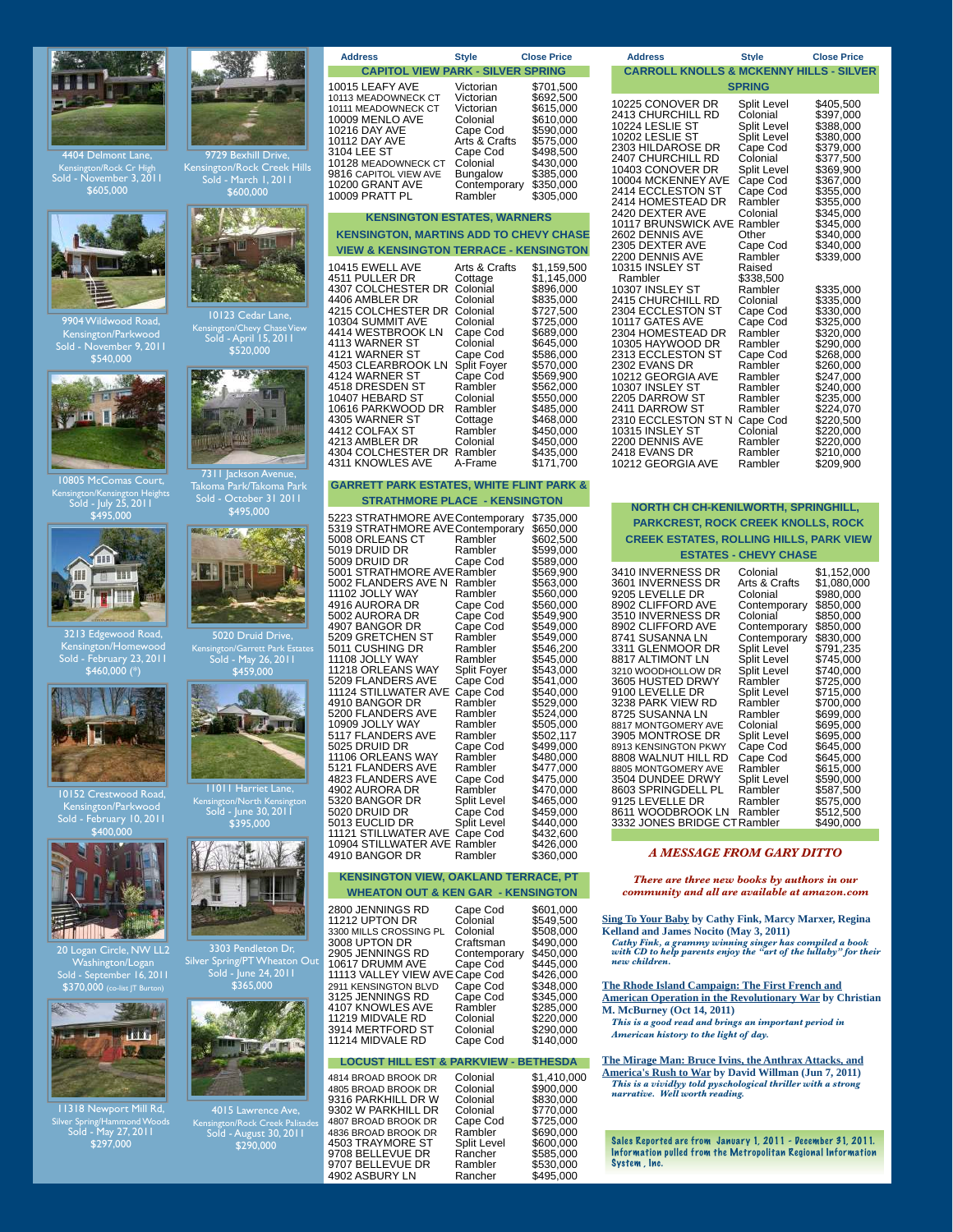4404 Delmont Lane,
Kensington/Rock Cr High
Sold - November 3, 2011
$605,000

9729 Bexhill Drive,
Kensington/Rock Creek Hills
Sold - March 1, 2011
$600,000

9904 Wildwood Road,
Kensington/Parkwood
Sold - November 9, 2011
$540,000

10123 Cedar Lane,
Kensington/Chevy Chase View
Sold - April 15, 2011
$520,000

10805 McComas Court,
Kensington/Kensington Heights
Sold - July 25, 2011
$495,000

7311 Jackson Avenue,
Takoma Park/Takoma Park
Sold - October 31 2011
$495,000

3213 Edgewood Road,
Kensington/Homewood
Sold - February 23, 2011
$460,000 (*)

5020 Druid Drive,
Kensington/Garrett Park Estates
Sold - May 26, 2011
$459,000

10152 Crestwood Road,
Kensington/Parkwood
Sold - February 10, 2011
$400,000

11011 Harriet Lane,
Kensington/North Kensington
Sold - June 30, 2011
$395,000

20 Logan Circle, NW LL2
Washington/Logan
Sold - September 16, 2011
$370,000 (co-list JT Burton)

3303 Pendleton Dr,
Silver Spring/PT Wheaton Out
Sold - June 24, 2011
$365,000

11318 Newport Mill Rd,
Silver Spring/Hammond Woods
Sold - May 27, 2011
$297,000

4015 Lawrence Ave,
Kensington/Rock Creek Palisades
Sold - August 30, 2011
$290,000

| Address | Style | Close Price |
|---|---|---|
| **CAPITOL VIEW PARK - SILVER SPRING** | | |
| 10015 LEAFY AVE | Victorian | $701,500 |
| 10113 MEADOWNECK CT | Victorian | $692,500 |
| 10111 MEADOWNECK CT | Victorian | $615,000 |
| 10009 MENLO AVE | Colonial | $610,000 |
| 10216 DAY AVE | Cape Cod | $590,000 |
| 10112 DAY AVE | Arts & Crafts | $575,000 |
| 3104 LEE ST | Cape Cod | $498,500 |
| 10128 MEADOWNECK CT | Colonial | $430,000 |
| 9816 CAPITOL VIEW AVE | Bungalow | $385,000 |
| 10200 GRANT AVE | Contemporary | $350,000 |
| 10009 PRATT PL | Rambler | $305,000 |
| **KENSINGTON ESTATES, WARNERS KENSINGTON, MARTINS ADD TO CHEVY CHASE VIEW & KENSINGTON TERRACE - KENSINGTON** | | |
| 10415 EWELL AVE | Arts & Crafts | $1,159,500 |
| 4511 PULLER DR | Cottage | $1,145,000 |
| 4307 COLCHESTER DR | Colonial | $896,000 |
| 4406 AMBLER DR | Colonial | $835,000 |
| 4215 COLCHESTER DR | Colonial | $727,500 |
| 10304 SUMMIT AVE | Colonial | $725,000 |
| 4414 WESTBROOK LN | Cape Cod | $689,000 |
| 4113 WARNER ST | Colonial | $645,000 |
| 4121 WARNER ST | Cape Cod | $586,000 |
| 4503 CLEARBROOK LN | Split Foyer | $570,000 |
| 4124 WARNER ST | Cape Cod | $569,900 |
| 4518 DRESDEN ST | Rambler | $562,000 |
| 10407 HEBARD ST | Colonial | $550,000 |
| 10616 PARKWOOD DR | Rambler | $485,000 |
| 4305 WARNER ST | Cottage | $468,000 |
| 4412 COLFAX ST | Rambler | $450,000 |
| 4213 AMBLER DR | Colonial | $450,000 |
| 4304 COLCHESTER DR | Rambler | $435,000 |
| 4311 KNOWLES AVE | A-Frame | $171,700 |
| **GARRETT PARK ESTATES, WHITE FLINT PARK & STRATHMORE PLACE - KENSINGTON** | | |
| 5223 STRATHMORE AVE | Contemporary | $735,000 |
| 5319 STRATHMORE AVE | Contemporary | $650,000 |
| 5008 ORLEANS CT | Rambler | $602,500 |
| 5019 DRUID DR | Rambler | $599,000 |
| 5009 DRUID DR | Cape Cod | $589,000 |
| 5001 STRATHMORE AVE | Rambler | $569,900 |
| 5002 FLANDERS AVE N | Rambler | $563,000 |
| 11102 JOLLY WAY | Rambler | $560,000 |
| 4916 AURORA DR | Cape Cod | $560,000 |
| 5002 AURORA DR | Cape Cod | $549,900 |
| 4907 BANGOR DR | Cape Cod | $549,000 |
| 5209 GRETCHEN ST | Rambler | $549,000 |
| 5011 CUSHING DR | Rambler | $546,200 |
| 11108 JOLLY WAY | Rambler | $545,000 |
| 11218 ORLEANS WAY | Split Foyer | $543,000 |
| 5209 FLANDERS AVE | Cape Cod | $541,000 |
| 11124 STILLWATER AVE | Cape Cod | $540,000 |
| 4910 BANGOR DR | Rambler | $529,000 |
| 5200 FLANDERS AVE | Rambler | $524,000 |
| 10909 JOLLY WAY | Rambler | $505,000 |
| 5117 FLANDERS AVE | Rambler | $502,117 |
| 5025 DRUID DR | Cape Cod | $499,000 |
| 11106 ORLEANS WAY | Rambler | $480,000 |
| 5121 FLANDERS AVE | Rambler | $477,000 |
| 4823 FLANDERS AVE | Cape Cod | $475,000 |
| 4902 AURORA DR | Rambler | $470,000 |
| 5320 BANGOR DR | Split Level | $465,000 |
| 5020 DRUID DR | Cape Cod | $459,000 |
| 5013 EUCLID DR | Split Level | $440,000 |
| 11121 STILLWATER AVE | Cape Cod | $432,600 |
| 10904 STILLWATER AVE | Rambler | $426,000 |
| 4910 BANGOR DR | Rambler | $360,000 |
| **KENSINGTON VIEW, OAKLAND TERRACE, PT WHEATON OUT & KEN GAR - KENSINGTON** | | |
| 2800 JENNINGS RD | Cape Cod | $601,000 |
| 11212 UPTON DR | Colonial | $549,500 |
| 3300 MILLS CROSSING PL | Colonial | $508,000 |
| 3008 UPTON DR | Craftsman | $490,000 |
| 2905 JENNINGS RD | Contemporary | $450,000 |
| 10617 DRUMM AVE | Cape Cod | $445,000 |
| 11113 VALLEY VIEW AVE | Cape Cod | $426,000 |
| 2911 KENSINGTON BLVD | Cape Cod | $348,000 |
| 3125 JENNINGS RD | Cape Cod | $345,000 |
| 4107 KNOWLES AVE | Rambler | $285,000 |
| 11219 MIDVALE RD | Colonial | $220,000 |
| 3914 MERTFORD ST | Colonial | $290,000 |
| 11214 MIDVALE RD | Cape Cod | $140,000 |
| **LOCUST HILL EST & PARKVIEW - BETHESDA** | | |
| 4814 BROAD BROOK DR | Colonial | $1,410,000 |
| 4805 BROAD BROOK DR | Colonial | $900,000 |
| 9316 PARKHILL DR W | Colonial | $830,000 |
| 9302 W PARKHILL DR | Colonial | $770,000 |
| 4807 BROAD BROOK DR | Cape Cod | $725,000 |
| 4836 BROAD BROOK DR | Rambler | $690,000 |
| 4503 TRAYMORE ST | Split Level | $600,000 |
| 9708 BELLEVUE DR | Rancher | $585,000 |
| 9707 BELLEVUE DR | Rambler | $530,000 |
| 4902 ASBURY LN | Rancher | $495,000 |

| Address | Style | Close Price |
|---|---|---|
| **CARROLL KNOLLS & MCKENNY HILLS - SILVER SPRING** | | |
| 10225 CONOVER DR | Split Level | $405,500 |
| 2413 CHURCHILL RD | Colonial | $397,000 |
| 10224 LESLIE ST | Split Level | $388,000 |
| 10202 LESLIE ST | Split Level | $380,000 |
| 2303 HILDAROSE DR | Cape Cod | $379,000 |
| 2407 CHURCHILL RD | Colonial | $377,500 |
| 10403 CONOVER DR | Split Level | $369,900 |
| 10004 MCKENNEY AVE | Cape Cod | $367,000 |
| 2414 ECCLESTON ST | Cape Cod | $355,000 |
| 2414 HOMESTEAD DR | Rambler | $355,000 |
| 2420 DEXTER AVE | Colonial | $345,000 |
| 10117 BRUNSWICK AVE | Rambler | $345,000 |
| 2602 DENNIS AVE | Other | $340,000 |
| 2305 DEXTER AVE | Cape Cod | $340,000 |
| 2200 DENNIS AVE | Rambler | $339,000 |
| 10315 INSLEY ST | Raised Rambler | $338,500 |
| 10307 INSLEY ST | Rambler | $335,000 |
| 2415 CHURCHILL RD | Colonial | $335,000 |
| 2304 ECCLESTON ST | Cape Cod | $330,000 |
| 10117 GATES AVE | Cape Cod | $325,000 |
| 2304 HOMESTEAD DR | Rambler | $320,000 |
| 10305 HAYWOOD DR | Rambler | $290,000 |
| 2313 ECCLESTON ST | Cape Cod | $268,000 |
| 2302 EVANS DR | Rambler | $260,000 |
| 10212 GEORGIA AVE | Rambler | $247,000 |
| 10307 INSLEY ST | Rambler | $240,000 |
| 2205 DARROW ST | Rambler | $235,000 |
| 2411 DARROW ST | Rambler | $224,070 |
| 2310 ECCLESTON ST N | Cape Cod | $220,500 |
| 10315 INSLEY ST | Colonial | $220,000 |
| 2200 DENNIS AVE | Rambler | $220,000 |
| 2418 EVANS DR | Rambler | $210,000 |
| 10212 GEORGIA AVE | Rambler | $209,900 |
| **NORTH CH CH-KENILWORTH, SPRINGHILL, PARKCREST, ROCK CREEK KNOLLS, ROCK CREEK ESTATES, ROLLING HILLS, PARK VIEW ESTATES - CHEVY CHASE** | | |
| 3410 INVERNESS DR | Colonial | $1,152,000 |
| 3601 INVERNESS DR | Arts & Crafts | $1,080,000 |
| 9205 LEVELLE DR | Colonial | $980,000 |
| 8902 CLIFFORD AVE | Contemporary | $850,000 |
| 3510 INVERNESS DR | Colonial | $850,000 |
| 8902 CLIFFORD AVE | Contemporary | $850,000 |
| 8741 SUSANNA LN | Contemporary | $830,000 |
| 3311 GLENMOOR DR | Split Level | $791,235 |
| 8817 ALTIMONT LN | Split Level | $745,000 |
| 3210 WOODHOLLOW DR | Split Level | $740,000 |
| 3605 HUSTED DRWY | Rambler | $725,000 |
| 9100 LEVELLE DR | Split Level | $715,000 |
| 3238 PARK VIEW RD | Rambler | $700,000 |
| 8725 SUSANNA LN | Rambler | $699,000 |
| 8817 MONTGOMERY AVE | Colonial | $695,000 |
| 3905 MONTROSE DR | Split Level | $695,000 |
| 8913 KENSINGTON PKWY | Cape Cod | $645,000 |
| 8808 WALNUT HILL RD | Cape Cod | $645,000 |
| 8805 MONTGOMERY AVE | Rambler | $615,000 |
| 3504 DUNDEE DRWY | Split Level | $590,000 |
| 8603 SPRINGDELL PL | Rambler | $587,500 |
| 9125 LEVELLE DR | Rambler | $575,000 |
| 8611 WOODBROOK LN | Rambler | $512,500 |
| 3332 JONES BRIDGE CT | Rambler | $490,000 |

## *A MESSAGE FROM GARY DITTO*

***There are three new books by authors in our community and all are available at amazon.com***

**Sing To Your Baby by Cathy Fink, Marcy Marxer, Regina Kelland and James Nocito (May 3, 2011)**
***Cathy Fink, a grammy winning singer has compiled a book with CD to help parents enjoy the "art of the lullaby" for their new children.***

**The Rhode Island Campaign: The First French and American Operation in the Revolutionary War by Christian M. McBurney (Oct 14, 2011)**
***This is a good read and brings an important period in American history to the light of day.***

**The Mirage Man: Bruce Ivins, the Anthrax Attacks, and America's Rush to War by David Willman (Jun 7, 2011)**
***This is a vividly told pyschological thriller with a strong narrative. Well worth reading.***

Sales Reported are from January 1, 2011 - December 31, 2011. Information pulled from the Metropolitan Regional Information System, Inc.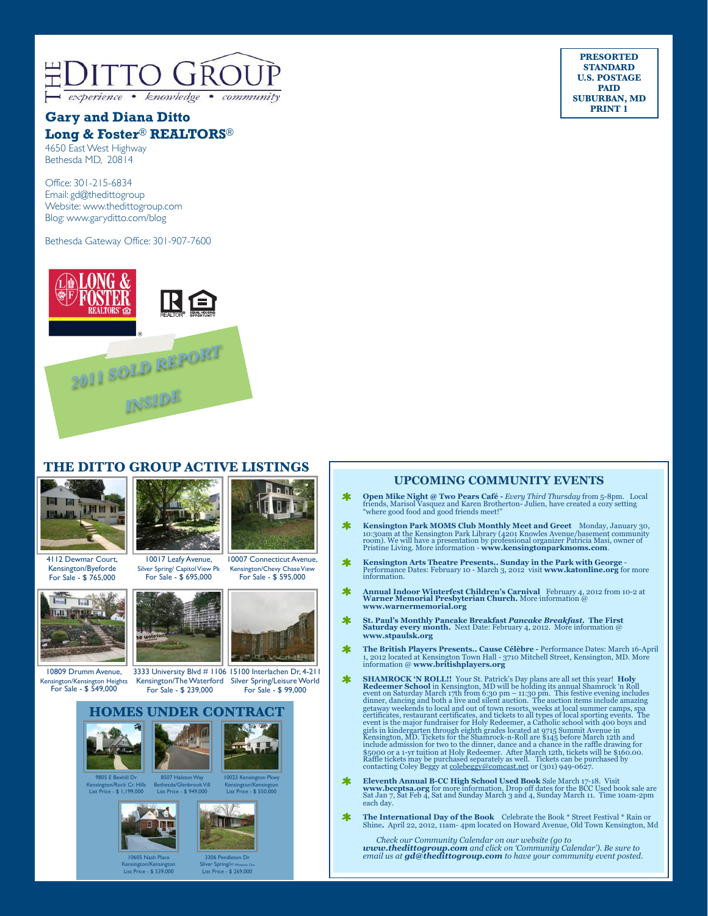# THE DITTO GROUP

*experience • knowledge • community*

**Gary and Diana Ditto**
**Long & Foster® REALTORS®**
4650 East West Highway
Bethesda MD, 20814

Office: 301-215-6834
Email: gd@thedittogroup
Website: www.thedittogroup.com
Blog: www.garyditto.com/blog

Bethesda Gateway Office: 301-907-7600

**PRESORTED
STANDARD
U.S. POSTAGE
PAID
SUBURBAN, MD
PRINT 1**

LONG & FOSTER REALTORS®

REALTOR® EQUAL HOUSING OPPORTUNITY

*2011 SOLD REPORT INSIDE*

## THE DITTO GROUP ACTIVE LISTINGS

4112 Dewmar Court,
Kensington/Byeforde
For Sale - $ 765,000

10017 Leafy Avenue,
Silver Spring/ Capitol View Pk
For Sale - $ 695,000

10007 Connecticut Avenue,
Kensington/Chevy Chase View
For Sale - $ 595,000

10809 Drumm Avenue,
Kensington/Kensington Heights
For Sale - $ 549,000

3333 University Blvd # 1106
Kensington/The Waterford
For Sale - $ 239,000

15100 Interlachen Dr, 4-211
Silver Spring/Leisure World
For Sale - $ 99,000

## HOMES UNDER CONTRACT

9805 E Bexhill Dr
Kensington/Rock Cr. Hills
List Price - $ 1,199,000

8507 Halston Way
Bethesda/Glenbrook Vill
List Price - $ 949,000

10023 Kensington Pkwy
Kensington/Kensington
List Price - $ 550,000

10605 Nash Place
Kensington/Kensington
List Price - $ 539,000

3306 Pendleton Dr
Silver Spring/Wheaton Oxf
List Price - $ 269,000

## UPCOMING COMMUNITY EVENTS

- **Open Mike Night @ Two Pears Café -** *Every Third Thursday* from 5-8pm. Local friends, Marisol Vasquez and Karen Brotherton- Julien, have created a cozy setting "where good food and good friends meet!"

- **Kensington Park MOMS Club Monthly Meet and Greet** Monday, January 30, 10:30am at the Kensington Park Library (4201 Knowles Avenue/basement community room). We will have a presentation by professional organizer Patricia Masi, owner of Pristine Living. More information - **www.kensingtonparkmoms.com**.

- **Kensington Arts Theatre Presents.. Sunday in the Park with George** - Performance Dates: February 10 - March 3, 2012 visit **www.katonline.org** for more information.

- **Annual Indoor Winterfest Children's Carnival** February 4, 2012 from 10-2 at **Warner Memorial Presbyterian Church.** More information @ **www.warnermemorial.org**

- **St. Paul's Monthly Pancake Breakfast *Pancake Breakfast.* The First Saturday every month.** Next Date: February 4, 2012. More information @ **www.stpaulsk.org**

- **The British Players Presents.. Cause Célèbre -** Performance Dates: March 16-April 1, 2012 located at Kensington Town Hall - 3710 Mitchell Street, Kensington, MD. More information @ **www.britishplayers.org**

- **SHAMROCK 'N ROLL!!** Your St. Patrick's Day plans are all set this year! **Holy Redeemer School** in Kensington, MD will be holding its annual Shamrock 'n Roll event on Saturday March 17th from 6:30 pm – 11:30 pm. This festive evening includes dinner, dancing and both a live and silent auction. The auction items include amazing getaway weekends to local and out of town resorts, weeks at local summer camps, spa certificates, restaurant certificates, and tickets to all types of local sporting events. The event is the major fundraiser for Holy Redeemer, a Catholic school with 400 boys and girls in kindergarten through eighth grades located at 9715 Summit Avenue in Kensington, MD. Tickets for the Shamrock-n-Roll are $145 before March 12th and include admission for two to the dinner, dance and a chance in the raffle drawing for $5000 or a 1-yr tuition at Holy Redeemer. After March 12th, tickets will be $160.00. Raffle tickets may be purchased separately as well. Tickets can be purchased by contacting Coley Beggy at colebeggy@comcast.net or (301) 949-0627.

- **Eleventh Annual B-CC High School Used Book** Sale March 17-18. Visit **www.bccptsa.org** for more information. Drop off dates for the BCC Used book sale are Sat Jan 7, Sat Feb 4, Sat and Sunday March 3 and 4, Sunday March 11. Time 10am-2pm each day.

- **The International Day of the Book** Celebrate the Book * Street Festival * Rain or Shine**.** April 22, 2012, 11am- 4pm located on Howard Avenue, Old Town Kensington, Md

*Check our Community Calendar on our website (go to **www.thedittogroup.com** and click on 'Community Calendar'). Be sure to email us at **gd@thedittogroup.com** to have your community event posted.*